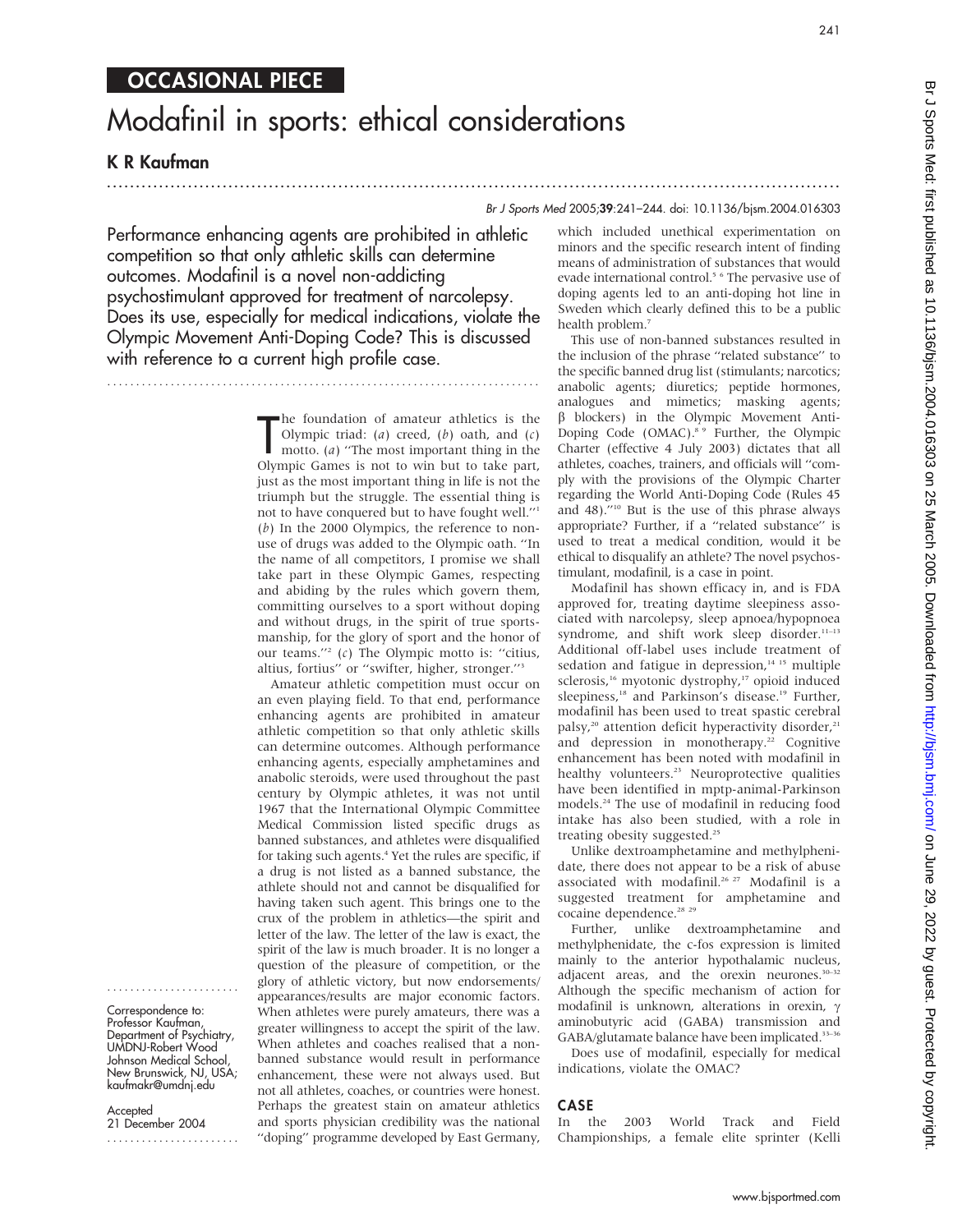## OCCASIONAL PIECE

# Modafinil in sports: ethical considerations

## K R Kaufman

**Performance enhancing agents are prohibited in athletic competition so that only athletic skills can determine outcomes. Modafinil is a novel non-addicting psychostimulant approved for treatment of narcolepsy. Does its use, especially for medical indications, violate the Olympic Movement Anti-Doping Code? This is discussed with reference to a current high profile case.**

The foundation of amateur athletics is the Olympic triad: (*a*) creed, (*b*) oath, and (*c*) motto. (*a*) "The most important thing in the Olympic Games is not to win but to take part, just as the most important thing in life is not the triumph but the struggle. The essential thing is not to have conquered but to have fought well."[1] (*b*) In the 2000 Olympics, the reference to non-use of drugs was added to the Olympic oath. "In the name of all competitors, I promise we shall take part in these Olympic Games, respecting and abiding by the rules which govern them, committing ourselves to a sport without doping and without drugs, in the spirit of true sportsmanship, for the glory of sport and the honor of our teams."[2] (*c*) The Olympic motto is: "citius, altius, fortius" or "swifter, higher, stronger."[3]

Amateur athletic competition must occur on an even playing field. To that end, performance enhancing agents are prohibited in amateur athletic competition so that only athletic skills can determine outcomes. Although performance enhancing agents, especially amphetamines and anabolic steroids, were used throughout the past century by Olympic athletes, it was not until 1967 that the International Olympic Committee Medical Commission listed specific drugs as banned substances, and athletes were disqualified for taking such agents.[4] Yet the rules are specific, if a drug is not listed as a banned substance, the athlete should not and cannot be disqualified for having taken such agent. This brings one to the crux of the problem in athletics—the spirit and letter of the law. The letter of the law is exact, the spirit of the law is much broader. It is no longer a question of the pleasure of competition, or the glory of athletic victory, but now endorsements/appearances/results are major economic factors. When athletes were purely amateurs, there was a greater willingness to accept the spirit of the law. When athletes and coaches realised that a non-banned substance would result in performance enhancement, these were not always used. But not all athletes, coaches, or countries were honest. Perhaps the greatest stain on amateur athletics and sports physician credibility was the national "doping" programme developed by East Germany, which included unethical experimentation on minors and the specific research intent of finding means of administration of substances that would evade international control.[5,6] The pervasive use of doping agents led to an anti-doping hot line in Sweden which clearly defined this to be a public health problem.[7]

This use of non-banned substances resulted in the inclusion of the phrase "related substance" to the specific banned drug list (stimulants; narcotics; anabolic agents; diuretics; peptide hormones, analogues and mimetics; masking agents; β blockers) in the Olympic Movement Anti-Doping Code (OMAC).[8,9] Further, the Olympic Charter (effective 4 July 2003) dictates that all athletes, coaches, trainers, and officials will "comply with the provisions of the Olympic Charter regarding the World Anti-Doping Code (Rules 45 and 48)."[10] But is the use of this phrase always appropriate? Further, if a "related substance" is used to treat a medical condition, would it be ethical to disqualify an athlete? The novel psychostimulant, modafinil, is a case in point.

Modafinil has shown efficacy in, and is FDA approved for, treating daytime sleepiness associated with narcolepsy, sleep apnoea/hypopnoea syndrome, and shift work sleep disorder.[11–13] Additional off-label uses include treatment of sedation and fatigue in depression,[14,15] multiple sclerosis,[16] myotonic dystrophy,[17] opioid induced sleepiness,[18] and Parkinson's disease.[19] Further, modafinil has been used to treat spastic cerebral palsy,[20] attention deficit hyperactivity disorder,[21] and depression in monotherapy.[22] Cognitive enhancement has been noted with modafinil in healthy volunteers.[23] Neuroprotective qualities have been identified in mptp-animal-Parkinson models.[24] The use of modafinil in reducing food intake has also been studied, with a role in treating obesity suggested.[25]

Unlike dextroamphetamine and methylphenidate, there does not appear to be a risk of abuse associated with modafinil.[26,27] Modafinil is a suggested treatment for amphetamine and cocaine dependence.[28,29]

Further, unlike dextroamphetamine and methylphenidate, the c-fos expression is limited mainly to the anterior hypothalamic nucleus, adjacent areas, and the orexin neurones.[30–32] Although the specific mechanism of action for modafinil is unknown, alterations in orexin, γ aminobutyric acid (GABA) transmission and GABA/glutamate balance have been implicated.[33–36]

Does use of modafinil, especially for medical indications, violate the OMAC?

## CASE

In the 2003 World Track and Field Championships, a female elite sprinter (Kelli

Correspondence to: Professor Kaufman, Department of Psychiatry, UMDNJ-Robert Wood Johnson Medical School, New Brunswick, NJ, USA; kaufmakr@umdnj.edu

Accepted 21 December 2004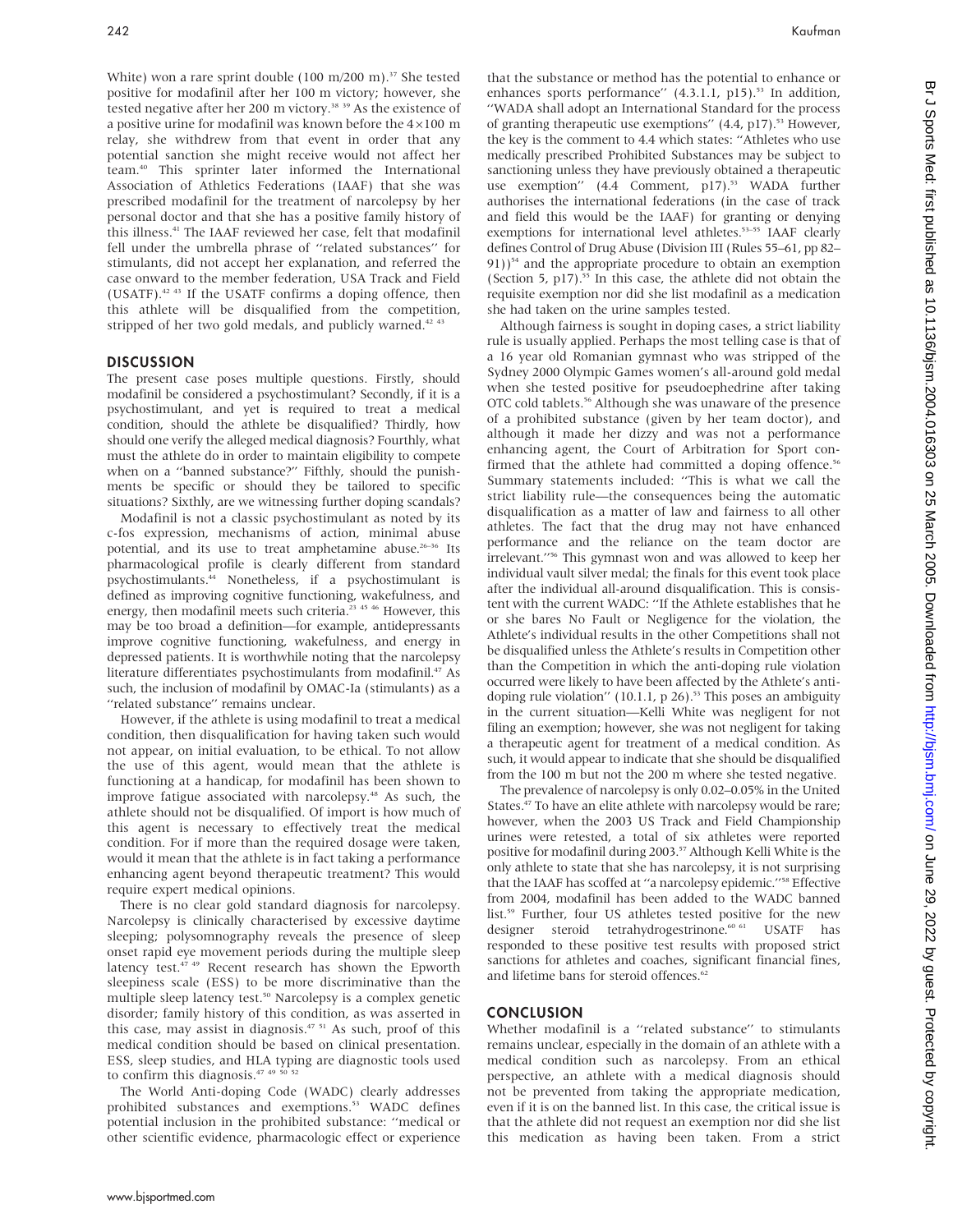White) won a rare sprint double (100 m/200 m).[37] She tested positive for modafinil after her 100 m victory; however, she tested negative after her 200 m victory.[38 39] As the existence of a positive urine for modafinil was known before the 4×100 m relay, she withdrew from that event in order that any potential sanction she might receive would not affect her team.[40] This sprinter later informed the International Association of Athletics Federations (IAAF) that she was prescribed modafinil for the treatment of narcolepsy by her personal doctor and that she has a positive family history of this illness.[41] The IAAF reviewed her case, felt that modafinil fell under the umbrella phrase of ''related substances'' for stimulants, did not accept her explanation, and referred the case onward to the member federation, USA Track and Field (USATF).[42 43] If the USATF confirms a doping offence, then this athlete will be disqualified from the competition, stripped of her two gold medals, and publicly warned.[42 43]

## DISCUSSION

The present case poses multiple questions. Firstly, should modafinil be considered a psychostimulant? Secondly, if it is a psychostimulant, and yet is required to treat a medical condition, should the athlete be disqualified? Thirdly, how should one verify the alleged medical diagnosis? Fourthly, what must the athlete do in order to maintain eligibility to compete when on a ''banned substance?'' Fifthly, should the punishments be specific or should they be tailored to specific situations? Sixthly, are we witnessing further doping scandals?

Modafinil is not a classic psychostimulant as noted by its c-fos expression, mechanisms of action, minimal abuse potential, and its use to treat amphetamine abuse.[26–36] Its pharmacological profile is clearly different from standard psychostimulants.[44] Nonetheless, if a psychostimulant is defined as improving cognitive functioning, wakefulness, and energy, then modafinil meets such criteria.[23 45 46] However, this may be too broad a definition—for example, antidepressants improve cognitive functioning, wakefulness, and energy in depressed patients. It is worthwhile noting that the narcolepsy literature differentiates psychostimulants from modafinil.[47] As such, the inclusion of modafinil by OMAC-Ia (stimulants) as a ''related substance'' remains unclear.

However, if the athlete is using modafinil to treat a medical condition, then disqualification for having taken such would not appear, on initial evaluation, to be ethical. To not allow the use of this agent, would mean that the athlete is functioning at a handicap, for modafinil has been shown to improve fatigue associated with narcolepsy.[48] As such, the athlete should not be disqualified. Of import is how much of this agent is necessary to effectively treat the medical condition. For if more than the required dosage were taken, would it mean that the athlete is in fact taking a performance enhancing agent beyond therapeutic treatment? This would require expert medical opinions.

There is no clear gold standard diagnosis for narcolepsy. Narcolepsy is clinically characterised by excessive daytime sleeping; polysomnography reveals the presence of sleep onset rapid eye movement periods during the multiple sleep latency test.[47 49] Recent research has shown the Epworth sleepiness scale (ESS) to be more discriminative than the multiple sleep latency test.[50] Narcolepsy is a complex genetic disorder; family history of this condition, as was asserted in this case, may assist in diagnosis.[47 51] As such, proof of this medical condition should be based on clinical presentation. ESS, sleep studies, and HLA typing are diagnostic tools used to confirm this diagnosis.[47 49 50 52]

The World Anti-doping Code (WADC) clearly addresses prohibited substances and exemptions.[53] WADC defines potential inclusion in the prohibited substance: ''medical or other scientific evidence, pharmacologic effect or experience that the substance or method has the potential to enhance or enhances sports performance'' (4.3.1.1, p15).[53] In addition, ''WADA shall adopt an International Standard for the process of granting therapeutic use exemptions'' (4.4, p17).[53] However, the key is the comment to 4.4 which states: ''Athletes who use medically prescribed Prohibited Substances may be subject to sanctioning unless they have previously obtained a therapeutic use exemption'' (4.4 Comment, p17).[53] WADA further authorises the international federations (in the case of track and field this would be the IAAF) for granting or denying exemptions for international level athletes.[53–55] IAAF clearly defines Control of Drug Abuse (Division III (Rules 55–61, pp 82–91))[54] and the appropriate procedure to obtain an exemption (Section 5, p17).[55] In this case, the athlete did not obtain the requisite exemption nor did she list modafinil as a medication she had taken on the urine samples tested.

Although fairness is sought in doping cases, a strict liability rule is usually applied. Perhaps the most telling case is that of a 16 year old Romanian gymnast who was stripped of the Sydney 2000 Olympic Games women's all-around gold medal when she tested positive for pseudoephedrine after taking OTC cold tablets.[56] Although she was unaware of the presence of a prohibited substance (given by her team doctor), and although it made her dizzy and was not a performance enhancing agent, the Court of Arbitration for Sport confirmed that the athlete had committed a doping offence.[56] Summary statements included: ''This is what we call the strict liability rule—the consequences being the automatic disqualification as a matter of law and fairness to all other athletes. The fact that the drug may not have enhanced performance and the reliance on the team doctor are irrelevant.''[56] This gymnast won and was allowed to keep her individual vault silver medal; the finals for this event took place after the individual all-around disqualification. This is consistent with the current WADC: ''If the Athlete establishes that he or she bares No Fault or Negligence for the violation, the Athlete's individual results in the other Competitions shall not be disqualified unless the Athlete's results in Competition other than the Competition in which the anti-doping rule violation occurred were likely to have been affected by the Athlete's anti-doping rule violation'' (10.1.1, p 26).[53] This poses an ambiguity in the current situation—Kelli White was negligent for not filing an exemption; however, she was not negligent for taking a therapeutic agent for treatment of a medical condition. As such, it would appear to indicate that she should be disqualified from the 100 m but not the 200 m where she tested negative.

The prevalence of narcolepsy is only 0.02–0.05% in the United States.[47] To have an elite athlete with narcolepsy would be rare; however, when the 2003 US Track and Field Championship urines were retested, a total of six athletes were reported positive for modafinil during 2003.[57] Although Kelli White is the only athlete to state that she has narcolepsy, it is not surprising that the IAAF has scoffed at ''a narcolepsy epidemic.''[58] Effective from 2004, modafinil has been added to the WADC banned list.[59] Further, four US athletes tested positive for the new designer steroid tetrahydrogestrinone.[60 61] USATF has responded to these positive test results with proposed strict sanctions for athletes and coaches, significant financial fines, and lifetime bans for steroid offences.[62]

## CONCLUSION

Whether modafinil is a ''related substance'' to stimulants remains unclear, especially in the domain of an athlete with a medical condition such as narcolepsy. From an ethical perspective, an athlete with a medical diagnosis should not be prevented from taking the appropriate medication, even if it is on the banned list. In this case, the critical issue is that the athlete did not request an exemption nor did she list this medication as having been taken. From a strict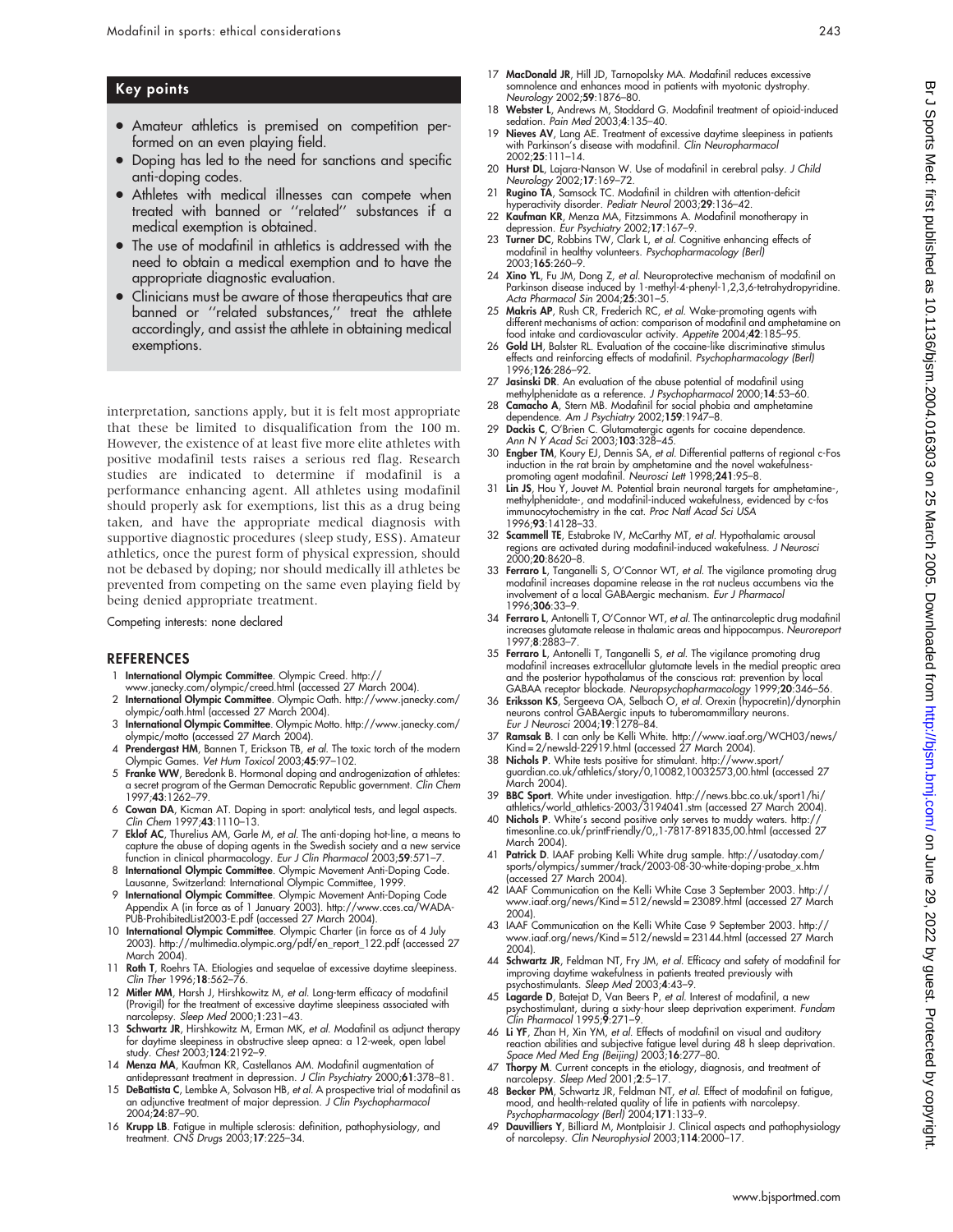## Key points

- Amateur athletics is premised on competition performed on an even playing field.
- Doping has led to the need for sanctions and specific anti-doping codes.
- Athletes with medical illnesses can compete when treated with banned or "related" substances if a medical exemption is obtained.
- The use of modafinil in athletics is addressed with the need to obtain a medical exemption and to have the appropriate diagnostic evaluation.
- Clinicians must be aware of those therapeutics that are banned or "related substances," treat the athlete accordingly, and assist the athlete in obtaining medical exemptions.

interpretation, sanctions apply, but it is felt most appropriate that these be limited to disqualification from the 100 m. However, the existence of at least five more elite athletes with positive modafinil tests raises a serious red flag. Research studies are indicated to determine if modafinil is a performance enhancing agent. All athletes using modafinil should properly ask for exemptions, list this as a drug being taken, and have the appropriate medical diagnosis with supportive diagnostic procedures (sleep study, ESS). Amateur athletics, once the purest form of physical expression, should not be debased by doping; nor should medically ill athletes be prevented from competing on the same even playing field by being denied appropriate treatment.

Competing interests: none declared

## REFERENCES

1. **International Olympic Committee**. Olympic Creed. http://www.janecky.com/olympic/creed.html (accessed 27 March 2004).
2. **International Olympic Committee**. Olympic Oath. http://www.janecky.com/olympic/oath.html (accessed 27 March 2004).
3. **International Olympic Committee**. Olympic Motto. http://www.janecky.com/olympic/motto (accessed 27 March 2004).
4. **Prendergast HM**, Bannen T, Erickson TB, *et al*. The toxic torch of the modern Olympic Games. *Vet Hum Toxicol* 2003;**45**:97–102.
5. **Franke WW**, Beredonk B. Hormonal doping and androgenization of athletes: a secret program of the German Democratic Republic government. *Clin Chem* 1997;**43**:1262–79.
6. **Cowan DA**, Kicman AT. Doping in sport: analytical tests, and legal aspects. *Clin Chem* 1997;**43**:1110–13.
7. **Eklof AC**, Thurelius AM, Garle M, *et al*. The anti-doping hot-line, a means to capture the abuse of doping agents in the Swedish society and a new service function in clinical pharmacology. *Eur J Clin Pharmacol* 2003;**59**:571–7.
8. **International Olympic Committee**. Olympic Movement Anti-Doping Code. Lausanne, Switzerland: International Olympic Committee, 1999.
9. **International Olympic Committee**. Olympic Movement Anti-Doping Code Appendix A (in force as of 1 January 2003). http://www.cces.ca/WADA-PUB-ProhibitedList2003-E.pdf (accessed 27 March 2004).
10. **International Olympic Committee**. Olympic Charter (in force as of 4 July 2003). http://multimedia.olympic.org/pdf/en_report_122.pdf (accessed 27 March 2004).
11. **Roth T**, Roehrs TA. Etiologies and sequelae of excessive daytime sleepiness. *Clin Ther* 1996;**18**:562–76.
12. **Mitler MM**, Harsh J, Hirshkowitz M, *et al*. Long-term efficacy of modafinil (Provigil) for the treatment of excessive daytime sleepiness associated with narcolepsy. *Sleep Med* 2000;**1**:231–43.
13. **Schwartz JR**, Hirshkowitz M, Erman MK, *et al*. Modafinil as adjunct therapy for daytime sleepiness in obstructive sleep apnea: a 12-week, open label study. *Chest* 2003;**124**:2192–9.
14. **Menza MA**, Kaufman KR, Castellanos AM. Modafinil augmentation of antidepressant treatment in depression. *J Clin Psychiatry* 2000;**61**:378–81.
15. **DeBattista C**, Lembke A, Solvason HB, *et al*. A prospective trial of modafinil as an adjunctive treatment of major depression. *J Clin Psychopharmacol* 2004;**24**:87–90.
16. **Krupp LB**. Fatigue in multiple sclerosis: definition, pathophysiology, and treatment. *CNS Drugs* 2003;**17**:225–34.
17. **MacDonald JR**, Hill JD, Tarnopolsky MA. Modafinil reduces excessive somnolence and enhances mood in patients with myotonic dystrophy. *Neurology* 2002;**59**:1876–80.
18. **Webster L**, Andrews M, Stoddard G. Modafinil treatment of opioid-induced sedation. *Pain Med* 2003;**4**:135–40.
19. **Nieves AV**, Lang AE. Treatment of excessive daytime sleepiness in patients with Parkinson's disease with modafinil. *Clin Neuropharmacol* 2002;**25**:111–14.
20. **Hurst DL**, Lajara-Nanson W. Use of modafinil in cerebral palsy. *J Child Neurology* 2002;**17**:169–72.
21. **Rugino TA**, Samsock TC. Modafinil in children with attention-deficit hyperactivity disorder. *Pediatr Neurol* 2003;**29**:136–42.
22. **Kaufman KR**, Menza MA, Fitzsimmons A. Modafinil monotherapy in depression. *Eur Psychiatry* 2002;**17**:167–9.
23. **Turner DC**, Robbins TW, Clark L, *et al*. Cognitive enhancing effects of modafinil in healthy volunteers. *Psychopharmacology (Berl)* 2003;**165**:260–9.
24. **Xino YL**, Fu JM, Dong Z, *et al*. Neuroprotective mechanism of modafinil on Parkinson disease induced by 1-methyl-4-phenyl-1,2,3,6-tetrahydropyridine. *Acta Pharmacol Sin* 2004;**25**:301–5.
25. **Makris AP**, Rush CR, Frederich RC, *et al*. Wake-promoting agents with different mechanisms of action: comparison of modafinil and amphetamine on food intake and cardiovascular activity. *Appetite* 2004;**42**:185–95.
26. **Gold LH**, Balster RL. Evaluation of the cocaine-like discriminative stimulus effects and reinforcing effects of modafinil. *Psychopharmacology (Berl)* 1996;**126**:286–92.
27. **Jasinski DR**. An evaluation of the abuse potential of modafinil using methylphenidate as a reference. *J Psychopharmacol* 2000;**14**:53–60.
28. **Camacho A**, Stern MB. Modafinil for social phobia and amphetamine dependence. *Am J Psychiatry* 2002;**159**:1947–8.
29. **Dackis C**, O'Brien C. Glutamatergic agents for cocaine dependence. *Ann N Y Acad Sci* 2003;**103**:328–45.
30. **Engber TM**, Koury EJ, Dennis SA, *et al*. Differential patterns of regional c-Fos induction in the rat brain by amphetamine and the novel wakefulness-promoting agent modafinil. *Neurosci Lett* 1998;**241**:95–8.
31. **Lin JS**, Hou Y, Jouvet M. Potential brain neuronal targets for amphetamine-, methylphenidate-, and modafinil-induced wakefulness, evidenced by c-fos immunocytochemistry in the cat. *Proc Natl Acad Sci USA* 1996;**93**:14128–33.
32. **Scammell TE**, Estabroke IV, McCarthy MT, *et al*. Hypothalamic arousal regions are activated during modafinil-induced wakefulness. *J Neurosci* 2000;**20**:8620–8.
33. **Ferraro L**, Tanganelli S, O'Connor WT, *et al*. The vigilance promoting drug modafinil increases dopamine release in the rat nucleus accumbens via the involvement of a local GABAergic mechanism. *Eur J Pharmacol* 1996;**306**:33–9.
34. **Ferraro L**, Antonelli T, O'Connor WT, *et al*. The antinarcoleptic drug modafinil increases glutamate release in thalamic areas and hippocampus. *Neuroreport* 1997;**8**:2883–7.
35. **Ferraro L**, Antonelli T, Tanganelli S, *et al*. The vigilance promoting drug modafinil increases extracellular glutamate levels in the medial preoptic area and the posterior hypothalamus of the conscious rat: prevention by local GABAA receptor blockade. *Neuropsychopharmacology* 1999;**20**:346–56.
36. **Eriksson KS**, Sergeeva OA, Selbach O, *et al*. Orexin (hypocretin)/dynorphin neurons control GABAergic inputs to tuberomammillary neurons. *Eur J Neurosci* 2004;**19**:1278–84.
37. **Ramsak B**. I can only be Kelli White. http://www.iaaf.org/WCH03/news/Kind=2/newsId-22919.html (accessed 27 March 2004).
38. **Nichols P**. White tests positive for stimulant. http://www.sport/guardian.co.uk/athletics/story/0,10082,10032573,00.html (accessed 27 March 2004).
39. **BBC Sport**. White under investigation. http://news.bbc.co.uk/sport1/hi/athletics/world_athletics-2003/3194041.stm (accessed 27 March 2004).
40. **Nichols P**. White's second positive only serves to muddy waters. http://timesonline.co.uk/printFriendly/0,,1-7817-891835,00.html (accessed 27 March 2004).
41. **Patrick D**. IAAF probing Kelli White drug sample. http://usatoday.com/sports/olympics/summer/track/2003-08-30-white-doping-probe_x.htm (accessed 27 March 2004).
42. IAAF Communication on the Kelli White Case 3 September 2003. http://www.iaaf.org/news/Kind=512/newsId=23089.html (accessed 27 March 2004).
43. IAAF Communication on the Kelli White Case 9 September 2003. http://www.iaaf.org/news/Kind=512/newsId=23144.html (accessed 27 March 2004).
44. **Schwartz JR**, Feldman NT, Fry JM, *et al*. Efficacy and safety of modafinil for improving daytime wakefulness in patients treated previously with psychostimulants. *Sleep Med* 2003;**4**:43–9.
45. **Lagarde D**, Batejat D, Van Beers P, *et al*. Interest of modafinil, a new psychostimulant, during a sixty-hour sleep deprivation experiment. *Fundam Clin Pharmacol* 1995;**9**:271–9.
46. **Li YF**, Zhan H, Xin YM, *et al*. Effects of modafinil on visual and auditory reaction abilities and subjective fatigue level during 48 h sleep deprivation. *Space Med Med Eng (Beijing)* 2003;**16**:277–80.
47. **Thorpy M**. Current concepts in the etiology, diagnosis, and treatment of narcolepsy. *Sleep Med* 2001;**2**:5–17.
48. **Becker PM**, Schwartz JR, Feldman NT, *et al*. Effect of modafinil on fatigue, mood, and health-related quality of life in patients with narcolepsy. *Psychopharmacology (Berl)* 2004;**171**:133–9.
49. **Dauvilliers Y**, Billiard M, Montplaisir J. Clinical aspects and pathophysiology of narcolepsy. *Clin Neurophysiol* 2003;**114**:2000–17.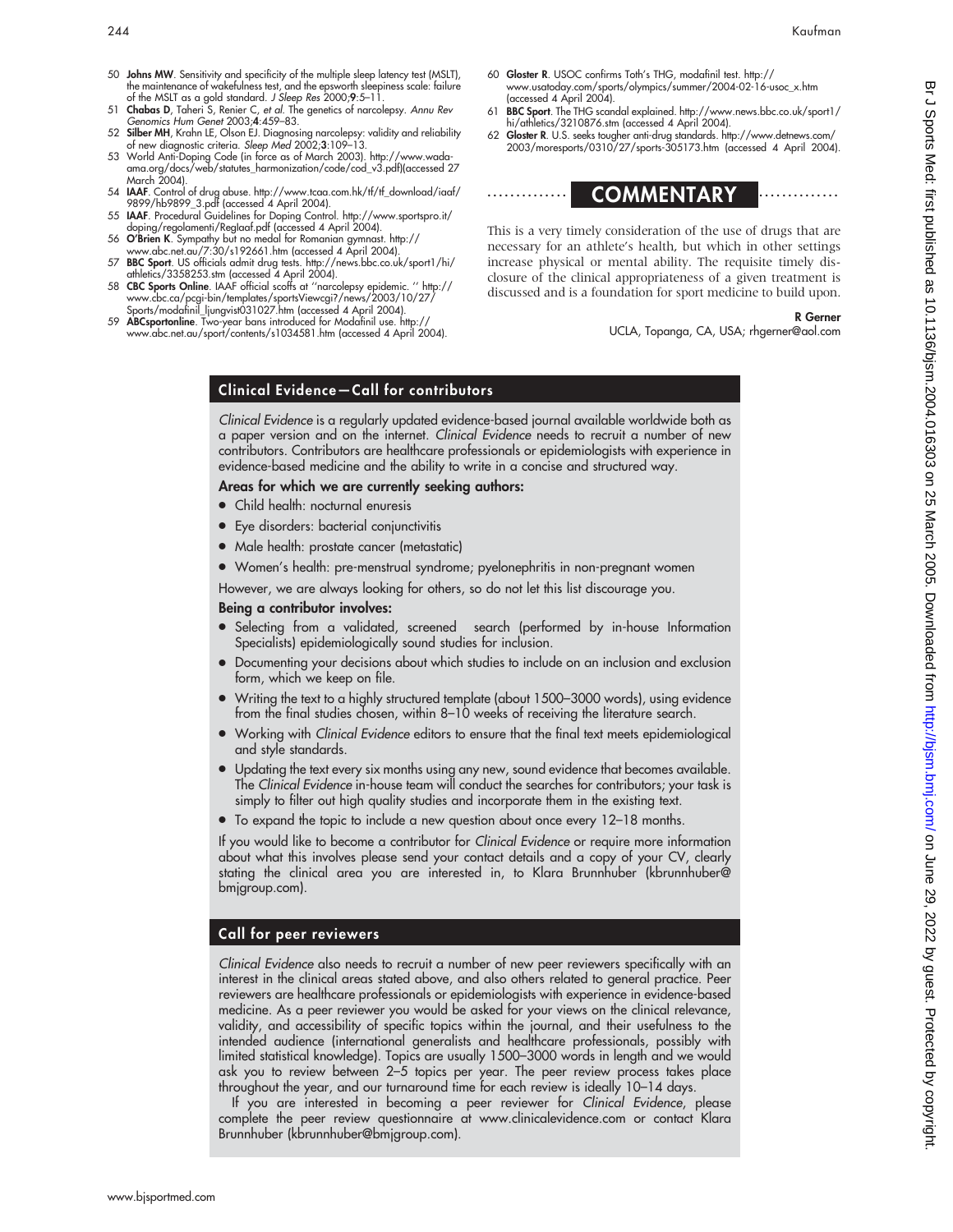50 **Johns MW**. Sensitivity and specificity of the multiple sleep latency test (MSLT), the maintenance of wakefulness test, and the epsworth sleepiness scale: failure of the MSLT as a gold standard. *J Sleep Res* 2000;**9**:5–11.

51 **Chabas D**, Taheri S, Renier C, *et al*. The genetics of narcolepsy. *Annu Rev Genomics Hum Genet* 2003;**4**:459–83.

52 **Silber MH**, Krahn LE, Olson EJ. Diagnosing narcolepsy: validity and reliability of new diagnostic criteria. *Sleep Med* 2002;**3**:109–13.

53 World Anti-Doping Code (in force as of March 2003). http://www.wada-ama.org/docs/web/statutes_harmonization/code/cod_v3.pdf)(accessed 27 March 2004).

54 **IAAF**. Control of drug abuse. http://www.tcaa.com.hk/tf/tf_download/iaaf/9899/hb9899_3.pdf (accessed 4 April 2004).

55 **IAAF**. Procedural Guidelines for Doping Control. http://www.sportspro.it/doping/regolamenti/Reglaaf.pdf (accessed 4 April 2004).

56 **O'Brien K**. Sympathy but no medal for Romanian gymnast. http://www.abc.net.au/7:30/s192661.htm (accessed 4 April 2004).

57 **BBC Sport**. US officials admit drug tests. http://news.bbc.co.uk/sport1/hi/athletics/3358253.stm (accessed 4 April 2004).

58 **CBC Sports Online**. IAAF official scoffs at ''narcolepsy epidemic. '' http://www.cbc.ca/pcgi-bin/templates/sportsViewcgi?/news/2003/10/27/Sports/modafinil_ljungvist031027.htm (accessed 4 April 2004).

59 **ABCsportonline**. Two-year bans introduced for Modafinil use. http://www.abc.net.au/sport/contents/s1034581.htm (accessed 4 April 2004).

60 **Gloster R**. USOC confirms Toth's THG, modafinil test. http://www.usatoday.com/sports/olympics/summer/2004-02-16-usoc_x.htm (accessed 4 April 2004).

61 **BBC Sport**. The THG scandal explained. http://www.news.bbc.co.uk/sport1/hi/athletics/3210876.stm (accessed 4 April 2004).

62 **Gloster R**. U.S. seeks tougher anti-drug standards. http://www.detnews.com/2003/moresports/0310/27/sports-305173.htm (accessed 4 April 2004).

## COMMENTARY

This is a very timely consideration of the use of drugs that are necessary for an athlete's health, but which in other settings increase physical or mental ability. The requisite timely disclosure of the clinical appropriateness of a given treatment is discussed and is a foundation for sport medicine to build upon.

**R Gerner**
UCLA, Topanga, CA, USA; rhgerner@aol.com

## Clinical Evidence—Call for contributors

*Clinical Evidence* is a regularly updated evidence-based journal available worldwide both as a paper version and on the internet. *Clinical Evidence* needs to recruit a number of new contributors. Contributors are healthcare professionals or epidemiologists with experience in evidence-based medicine and the ability to write in a concise and structured way.

**Areas for which we are currently seeking authors:**

- Child health: nocturnal enuresis
- Eye disorders: bacterial conjunctivitis
- Male health: prostate cancer (metastatic)
- Women's health: pre-menstrual syndrome; pyelonephritis in non-pregnant women

However, we are always looking for others, so do not let this list discourage you.

**Being a contributor involves:**

- Selecting from a validated, screened search (performed by in-house Information Specialists) epidemiologically sound studies for inclusion.
- Documenting your decisions about which studies to include on an inclusion and exclusion form, which we keep on file.
- Writing the text to a highly structured template (about 1500–3000 words), using evidence from the final studies chosen, within 8–10 weeks of receiving the literature search.
- Working with *Clinical Evidence* editors to ensure that the final text meets epidemiological and style standards.
- Updating the text every six months using any new, sound evidence that becomes available. The *Clinical Evidence* in-house team will conduct the searches for contributors; your task is simply to filter out high quality studies and incorporate them in the existing text.
- To expand the topic to include a new question about once every 12–18 months.

If you would like to become a contributor for *Clinical Evidence* or require more information about what this involves please send your contact details and a copy of your CV, clearly stating the clinical area you are interested in, to Klara Brunnhuber (kbrunnhuber@bmjgroup.com).

## Call for peer reviewers

*Clinical Evidence* also needs to recruit a number of new peer reviewers specifically with an interest in the clinical areas stated above, and also others related to general practice. Peer reviewers are healthcare professionals or epidemiologists with experience in evidence-based medicine. As a peer reviewer you would be asked for your views on the clinical relevance, validity, and accessibility of specific topics within the journal, and their usefulness to the intended audience (international generalists and healthcare professionals, possibly with limited statistical knowledge). Topics are usually 1500–3000 words in length and we would ask you to review between 2–5 topics per year. The peer review process takes place throughout the year, and our turnaround time for each review is ideally 10–14 days.

If you are interested in becoming a peer reviewer for *Clinical Evidence*, please complete the peer review questionnaire at www.clinicalevidence.com or contact Klara Brunnhuber (kbrunnhuber@bmjgroup.com).